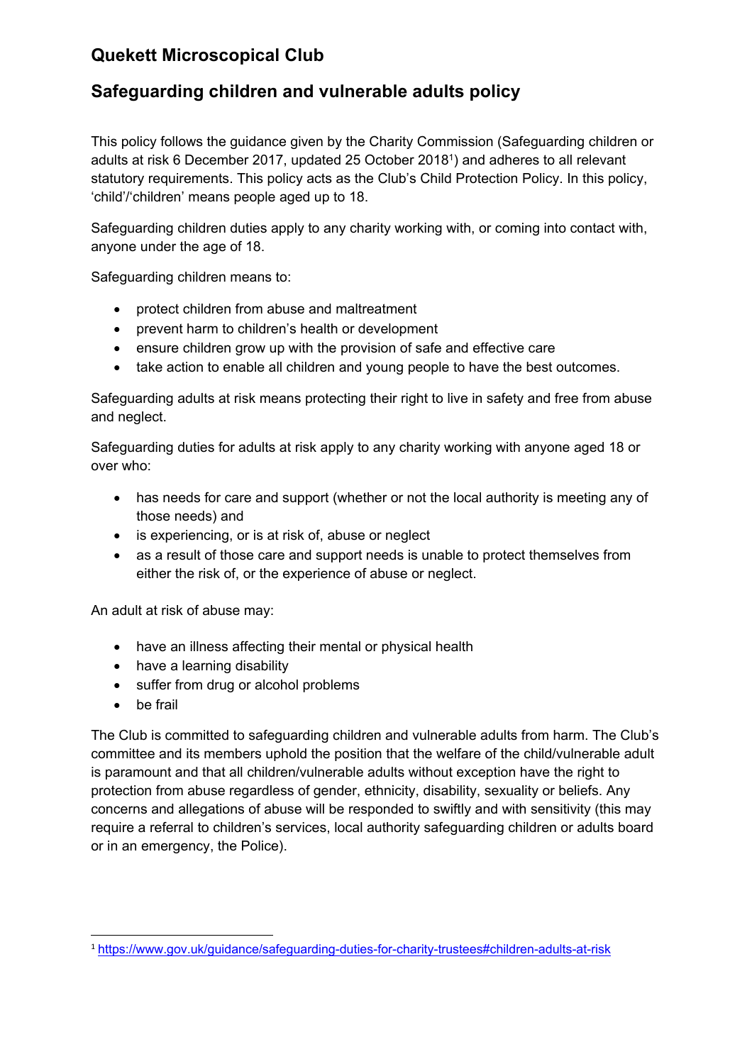# Quekett Microscopical Club

## Safeguarding children and vulnerable adults policy

This policy follows the guidance given by the Charity Commission (Safeguarding children or adults at risk 6 December 2017, updated 25 October 2018[1]) and adheres to all relevant statutory requirements. This policy acts as the Club's Child Protection Policy. In this policy, 'child'/'children' means people aged up to 18.

Safeguarding children duties apply to any charity working with, or coming into contact with, anyone under the age of 18.

Safeguarding children means to:

- protect children from abuse and maltreatment
- prevent harm to children's health or development
- ensure children grow up with the provision of safe and effective care
- take action to enable all children and young people to have the best outcomes.

Safeguarding adults at risk means protecting their right to live in safety and free from abuse and neglect.

Safeguarding duties for adults at risk apply to any charity working with anyone aged 18 or over who:

- has needs for care and support (whether or not the local authority is meeting any of those needs) and
- is experiencing, or is at risk of, abuse or neglect
- as a result of those care and support needs is unable to protect themselves from either the risk of, or the experience of abuse or neglect.

An adult at risk of abuse may:

- have an illness affecting their mental or physical health
- have a learning disability
- suffer from drug or alcohol problems
- be frail

The Club is committed to safeguarding children and vulnerable adults from harm. The Club's committee and its members uphold the position that the welfare of the child/vulnerable adult is paramount and that all children/vulnerable adults without exception have the right to protection from abuse regardless of gender, ethnicity, disability, sexuality or beliefs. Any concerns and allegations of abuse will be responded to swiftly and with sensitivity (this may require a referral to children's services, local authority safeguarding children or adults board or in an emergency, the Police).

---

[1] https://www.gov.uk/guidance/safeguarding-duties-for-charity-trustees#children-adults-at-risk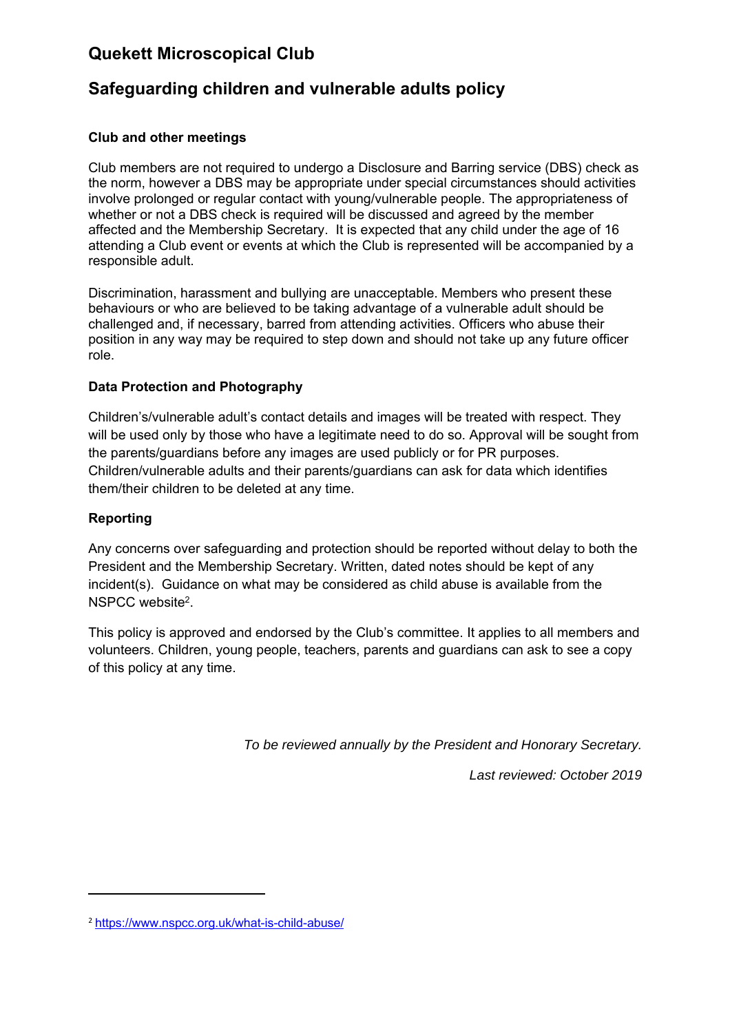# Quekett Microscopical Club

## Safeguarding children and vulnerable adults policy

### Club and other meetings

Club members are not required to undergo a Disclosure and Barring service (DBS) check as the norm, however a DBS may be appropriate under special circumstances should activities involve prolonged or regular contact with young/vulnerable people. The appropriateness of whether or not a DBS check is required will be discussed and agreed by the member affected and the Membership Secretary. It is expected that any child under the age of 16 attending a Club event or events at which the Club is represented will be accompanied by a responsible adult.

Discrimination, harassment and bullying are unacceptable. Members who present these behaviours or who are believed to be taking advantage of a vulnerable adult should be challenged and, if necessary, barred from attending activities. Officers who abuse their position in any way may be required to step down and should not take up any future officer role.

### Data Protection and Photography

Children's/vulnerable adult's contact details and images will be treated with respect. They will be used only by those who have a legitimate need to do so. Approval will be sought from the parents/guardians before any images are used publicly or for PR purposes. Children/vulnerable adults and their parents/guardians can ask for data which identifies them/their children to be deleted at any time.

### Reporting

Any concerns over safeguarding and protection should be reported without delay to both the President and the Membership Secretary. Written, dated notes should be kept of any incident(s). Guidance on what may be considered as child abuse is available from the NSPCC website[2].

This policy is approved and endorsed by the Club's committee. It applies to all members and volunteers. Children, young people, teachers, parents and guardians can ask to see a copy of this policy at any time.

*To be reviewed annually by the President and Honorary Secretary.*

*Last reviewed: October 2019*

---

[2] https://www.nspcc.org.uk/what-is-child-abuse/